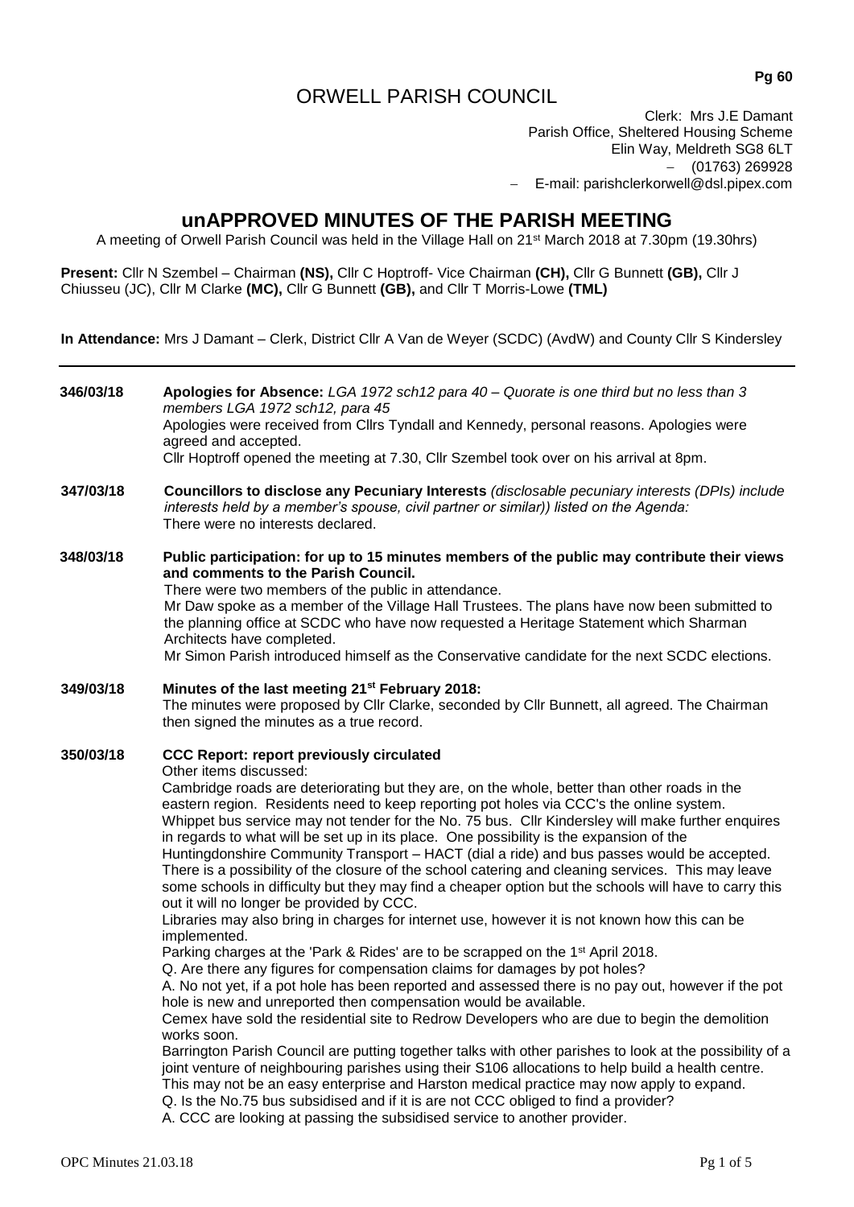# ORWELL PARISH COUNCIL

Clerk: Mrs J.E Damant
Parish Office, Sheltered Housing Scheme
Elin Way, Meldreth SG8 6LT
– (01763) 269928
– E-mail: parishclerkorwell@dsl.pipex.com

## unAPPROVED MINUTES OF THE PARISH MEETING

A meeting of Orwell Parish Council was held in the Village Hall on 21st March 2018 at 7.30pm (19.30hrs)

**Present:** Cllr N Szembel – Chairman **(NS),** Cllr C Hoptroff- Vice Chairman **(CH),** Cllr G Bunnett **(GB),** Cllr J Chiusseu (JC), Cllr M Clarke **(MC),** Cllr G Bunnett **(GB),** and Cllr T Morris-Lowe **(TML)**

**In Attendance:** Mrs J Damant – Clerk, District Cllr A Van de Weyer (SCDC) (AvdW) and County Cllr S Kindersley

---

**346/03/18** **Apologies for Absence:** *LGA 1972 sch12 para 40 – Quorate is one third but no less than 3 members LGA 1972 sch12, para 45*
Apologies were received from Cllrs Tyndall and Kennedy, personal reasons. Apologies were agreed and accepted.
Cllr Hoptroff opened the meeting at 7.30, Cllr Szembel took over on his arrival at 8pm.

**347/03/18** **Councillors to disclose any Pecuniary Interests** *(disclosable pecuniary interests (DPIs) include interests held by a member's spouse, civil partner or similar)) listed on the Agenda:*
There were no interests declared.

**348/03/18** **Public participation: for up to 15 minutes members of the public may contribute their views and comments to the Parish Council.**
There were two members of the public in attendance.
Mr Daw spoke as a member of the Village Hall Trustees. The plans have now been submitted to the planning office at SCDC who have now requested a Heritage Statement which Sharman Architects have completed.
Mr Simon Parish introduced himself as the Conservative candidate for the next SCDC elections.

**349/03/18** **Minutes of the last meeting 21st February 2018:**
The minutes were proposed by Cllr Clarke, seconded by Cllr Bunnett, all agreed. The Chairman then signed the minutes as a true record.

**350/03/18** **CCC Report: report previously circulated**
Other items discussed:
Cambridge roads are deteriorating but they are, on the whole, better than other roads in the eastern region. Residents need to keep reporting pot holes via CCC's the online system.
Whippet bus service may not tender for the No. 75 bus. Cllr Kindersley will make further enquires in regards to what will be set up in its place. One possibility is the expansion of the Huntingdonshire Community Transport – HACT (dial a ride) and bus passes would be accepted.
There is a possibility of the closure of the school catering and cleaning services. This may leave some schools in difficulty but they may find a cheaper option but the schools will have to carry this out it will no longer be provided by CCC.
Libraries may also bring in charges for internet use, however it is not known how this can be implemented.
Parking charges at the 'Park & Rides' are to be scrapped on the 1st April 2018.
Q. Are there any figures for compensation claims for damages by pot holes?
A. No not yet, if a pot hole has been reported and assessed there is no pay out, however if the pot hole is new and unreported then compensation would be available.
Cemex have sold the residential site to Redrow Developers who are due to begin the demolition works soon.
Barrington Parish Council are putting together talks with other parishes to look at the possibility of a joint venture of neighbouring parishes using their S106 allocations to help build a health centre. This may not be an easy enterprise and Harston medical practice may now apply to expand.
Q. Is the No.75 bus subsidised and if it is are not CCC obliged to find a provider?
A. CCC are looking at passing the subsidised service to another provider.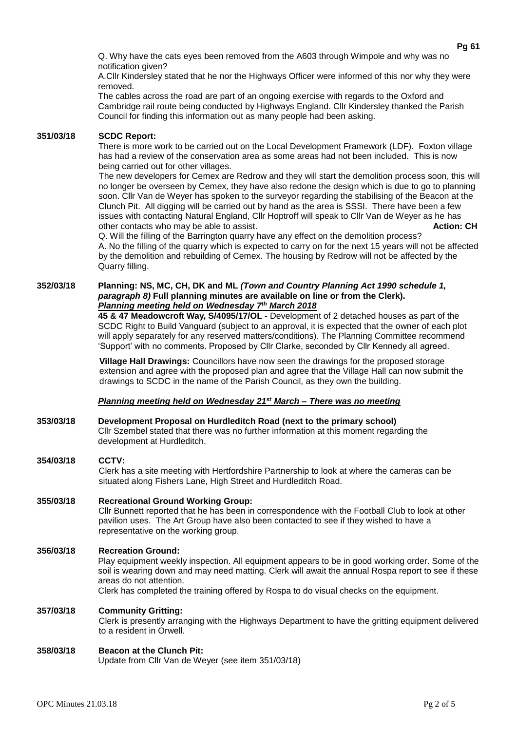Q. Why have the cats eyes been removed from the A603 through Wimpole and why was no notification given?

A.Cllr Kindersley stated that he nor the Highways Officer were informed of this nor why they were removed.

The cables across the road are part of an ongoing exercise with regards to the Oxford and Cambridge rail route being conducted by Highways England. Cllr Kindersley thanked the Parish Council for finding this information out as many people had been asking.

**351/03/18 SCDC Report:**

There is more work to be carried out on the Local Development Framework (LDF). Foxton village has had a review of the conservation area as some areas had not been included. This is now being carried out for other villages.

The new developers for Cemex are Redrow and they will start the demolition process soon, this will no longer be overseen by Cemex, they have also redone the design which is due to go to planning soon. Cllr Van de Weyer has spoken to the surveyor regarding the stabilising of the Beacon at the Clunch Pit. All digging will be carried out by hand as the area is SSSI. There have been a few issues with contacting Natural England, Cllr Hoptroff will speak to Cllr Van de Weyer as he has other contacts who may be able to assist. **Action: CH**

Q. Will the filling of the Barrington quarry have any effect on the demolition process?

A. No the filling of the quarry which is expected to carry on for the next 15 years will not be affected by the demolition and rebuilding of Cemex. The housing by Redrow will not be affected by the Quarry filling.

**352/03/18 Planning: NS, MC, CH, DK and ML *(Town and Country Planning Act 1990 schedule 1, paragraph 8)* Full planning minutes are available on line or from the Clerk).**

***Planning meeting held on Wednesday 7th March 2018***

**45 & 47 Meadowcroft Way, S/4095/17/OL -** Development of 2 detached houses as part of the SCDC Right to Build Vanguard (subject to an approval, it is expected that the owner of each plot will apply separately for any reserved matters/conditions). The Planning Committee recommend 'Support' with no comments. Proposed by Cllr Clarke, seconded by Cllr Kennedy all agreed.

**Village Hall Drawings:** Councillors have now seen the drawings for the proposed storage extension and agree with the proposed plan and agree that the Village Hall can now submit the drawings to SCDC in the name of the Parish Council, as they own the building.

***Planning meeting held on Wednesday 21st March – There was no meeting***

**353/03/18 Development Proposal on Hurdleditch Road (next to the primary school)**

Cllr Szembel stated that there was no further information at this moment regarding the development at Hurdleditch.

**354/03/18 CCTV:**

Clerk has a site meeting with Hertfordshire Partnership to look at where the cameras can be situated along Fishers Lane, High Street and Hurdleditch Road.

**355/03/18 Recreational Ground Working Group:**

Cllr Bunnett reported that he has been in correspondence with the Football Club to look at other pavilion uses. The Art Group have also been contacted to see if they wished to have a representative on the working group.

**356/03/18 Recreation Ground:**

Play equipment weekly inspection. All equipment appears to be in good working order. Some of the soil is wearing down and may need matting. Clerk will await the annual Rospa report to see if these areas do not attention.

Clerk has completed the training offered by Rospa to do visual checks on the equipment.

**357/03/18 Community Gritting:**

Clerk is presently arranging with the Highways Department to have the gritting equipment delivered to a resident in Orwell.

**358/03/18 Beacon at the Clunch Pit:**

Update from Cllr Van de Weyer (see item 351/03/18)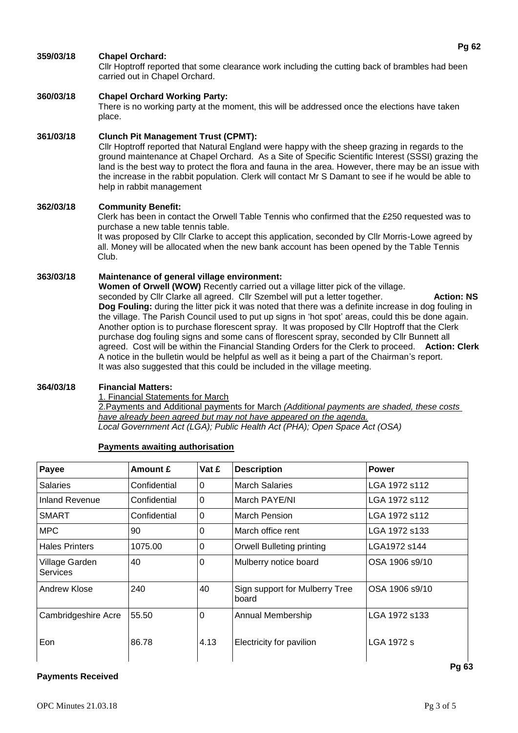**359/03/18 Chapel Orchard:**
Cllr Hoptroff reported that some clearance work including the cutting back of brambles had been carried out in Chapel Orchard.

**360/03/18 Chapel Orchard Working Party:**
There is no working party at the moment, this will be addressed once the elections have taken place.

**361/03/18 Clunch Pit Management Trust (CPMT):**
Cllr Hoptroff reported that Natural England were happy with the sheep grazing in regards to the ground maintenance at Chapel Orchard. As a Site of Specific Scientific Interest (SSSI) grazing the land is the best way to protect the flora and fauna in the area. However, there may be an issue with the increase in the rabbit population. Clerk will contact Mr S Damant to see if he would be able to help in rabbit management

**362/03/18 Community Benefit:**
Clerk has been in contact the Orwell Table Tennis who confirmed that the £250 requested was to purchase a new table tennis table.
It was proposed by Cllr Clarke to accept this application, seconded by Cllr Morris-Lowe agreed by all. Money will be allocated when the new bank account has been opened by the Table Tennis Club.

**363/03/18 Maintenance of general village environment:**
**Women of Orwell (WOW)** Recently carried out a village litter pick of the village.
seconded by Cllr Clarke all agreed. Cllr Szembel will put a letter together. **Action: NS**
**Dog Fouling:** during the litter pick it was noted that there was a definite increase in dog fouling in the village. The Parish Council used to put up signs in 'hot spot' areas, could this be done again. Another option is to purchase florescent spray. It was proposed by Cllr Hoptroff that the Clerk purchase dog fouling signs and some cans of florescent spray, seconded by Cllr Bunnett all agreed. Cost will be within the Financial Standing Orders for the Clerk to proceed. **Action: Clerk**
A notice in the bulletin would be helpful as well as it being a part of the Chairman's report. It was also suggested that this could be included in the village meeting.

**364/03/18 Financial Matters:**
1. Financial Statements for March
2.Payments and Additional payments for March *(Additional payments are shaded, these costs have already been agreed but may not have appeared on the agenda.*
*Local Government Act (LGA); Public Health Act (PHA); Open Space Act (OSA)*

**Payments awaiting authorisation**

| Payee | Amount £ | Vat £ | Description | Power |
|---|---|---|---|---|
| Salaries | Confidential | 0 | March Salaries | LGA 1972 s112 |
| Inland Revenue | Confidential | 0 | March PAYE/NI | LGA 1972 s112 |
| SMART | Confidential | 0 | March Pension | LGA 1972 s112 |
| MPC | 90 | 0 | March office rent | LGA 1972 s133 |
| Hales Printers | 1075.00 | 0 | Orwell Bulleting printing | LGA1972 s144 |
| Village Garden Services | 40 | 0 | Mulberry notice board | OSA 1906 s9/10 |
| Andrew Klose | 240 | 40 | Sign support for Mulberry Tree board | OSA 1906 s9/10 |
| Cambridgeshire Acre | 55.50 | 0 | Annual Membership | LGA 1972 s133 |
| Eon | 86.78 | 4.13 | Electricity for pavilion | LGA 1972 s |

**Payments Received**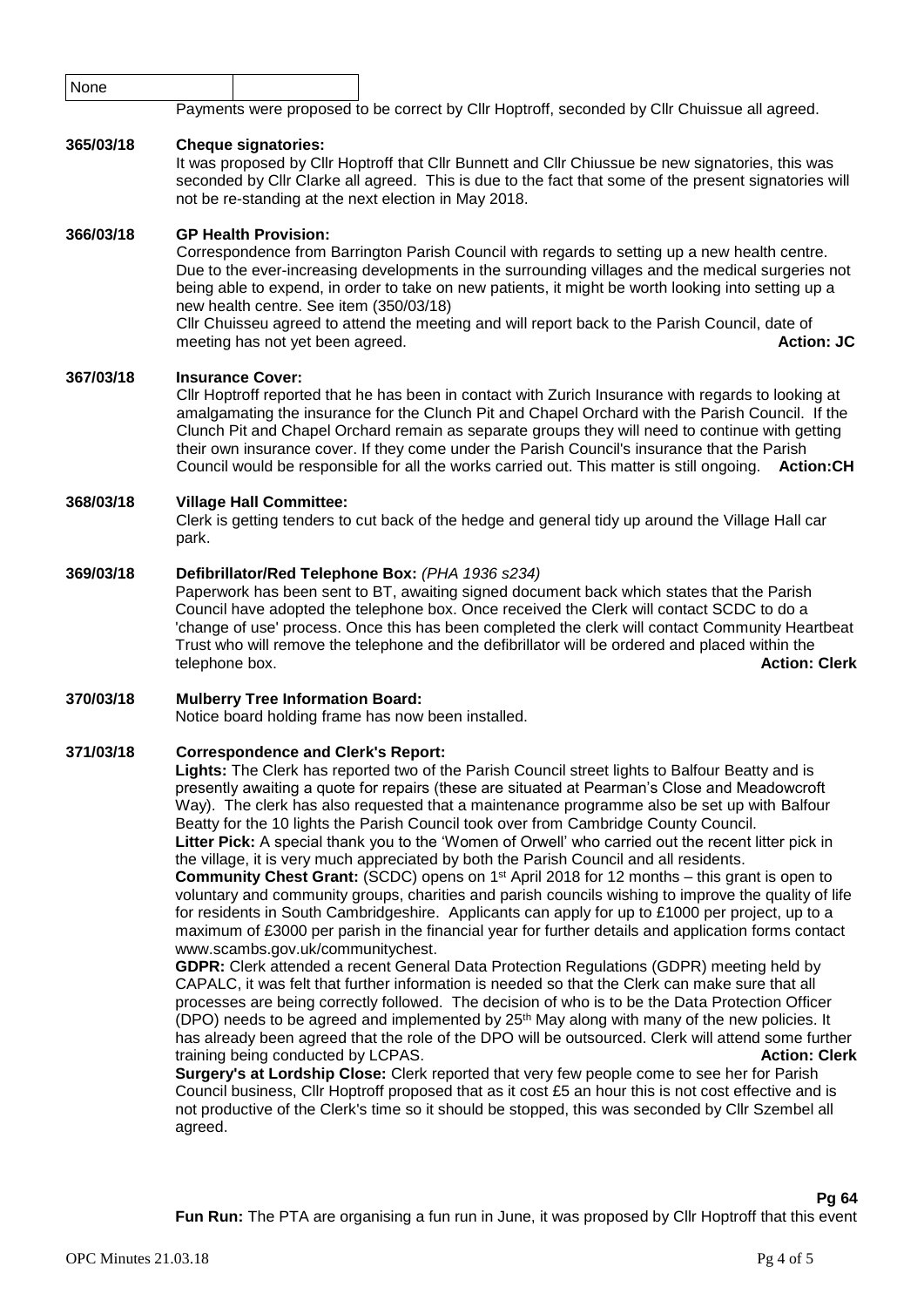| None | |
|---|---|

Payments were proposed to be correct by Cllr Hoptroff, seconded by Cllr Chuissue all agreed.

**365/03/18 Cheque signatories:**

It was proposed by Cllr Hoptroff that Cllr Bunnett and Cllr Chiussue be new signatories, this was seconded by Cllr Clarke all agreed. This is due to the fact that some of the present signatories will not be re-standing at the next election in May 2018.

**366/03/18 GP Health Provision:**

Correspondence from Barrington Parish Council with regards to setting up a new health centre. Due to the ever-increasing developments in the surrounding villages and the medical surgeries not being able to expend, in order to take on new patients, it might be worth looking into setting up a new health centre. See item (350/03/18)

Cllr Chuisseu agreed to attend the meeting and will report back to the Parish Council, date of meeting has not yet been agreed. **Action: JC**

**367/03/18 Insurance Cover:**

Cllr Hoptroff reported that he has been in contact with Zurich Insurance with regards to looking at amalgamating the insurance for the Clunch Pit and Chapel Orchard with the Parish Council. If the Clunch Pit and Chapel Orchard remain as separate groups they will need to continue with getting their own insurance cover. If they come under the Parish Council's insurance that the Parish Council would be responsible for all the works carried out. This matter is still ongoing. **Action:CH**

**368/03/18 Village Hall Committee:**

Clerk is getting tenders to cut back of the hedge and general tidy up around the Village Hall car park.

**369/03/18 Defibrillator/Red Telephone Box:** *(PHA 1936 s234)*

Paperwork has been sent to BT, awaiting signed document back which states that the Parish Council have adopted the telephone box. Once received the Clerk will contact SCDC to do a 'change of use' process. Once this has been completed the clerk will contact Community Heartbeat Trust who will remove the telephone and the defibrillator will be ordered and placed within the telephone box. **Action: Clerk**

**370/03/18 Mulberry Tree Information Board:**

Notice board holding frame has now been installed.

**371/03/18 Correspondence and Clerk's Report:**

**Lights:** The Clerk has reported two of the Parish Council street lights to Balfour Beatty and is presently awaiting a quote for repairs (these are situated at Pearman's Close and Meadowcroft Way). The clerk has also requested that a maintenance programme also be set up with Balfour Beatty for the 10 lights the Parish Council took over from Cambridge County Council.

**Litter Pick:** A special thank you to the 'Women of Orwell' who carried out the recent litter pick in the village, it is very much appreciated by both the Parish Council and all residents.

**Community Chest Grant:** (SCDC) opens on 1st April 2018 for 12 months – this grant is open to voluntary and community groups, charities and parish councils wishing to improve the quality of life for residents in South Cambridgeshire. Applicants can apply for up to £1000 per project, up to a maximum of £3000 per parish in the financial year for further details and application forms contact www.scambs.gov.uk/communitychest.

**GDPR:** Clerk attended a recent General Data Protection Regulations (GDPR) meeting held by CAPALC, it was felt that further information is needed so that the Clerk can make sure that all processes are being correctly followed. The decision of who is to be the Data Protection Officer (DPO) needs to be agreed and implemented by 25th May along with many of the new policies. It has already been agreed that the role of the DPO will be outsourced. Clerk will attend some further training being conducted by LCPAS. **Action: Clerk**

**Surgery's at Lordship Close:** Clerk reported that very few people come to see her for Parish Council business, Cllr Hoptroff proposed that as it cost £5 an hour this is not cost effective and is not productive of the Clerk's time so it should be stopped, this was seconded by Cllr Szembel all agreed.

**Pg 64**

**Fun Run:** The PTA are organising a fun run in June, it was proposed by Cllr Hoptroff that this event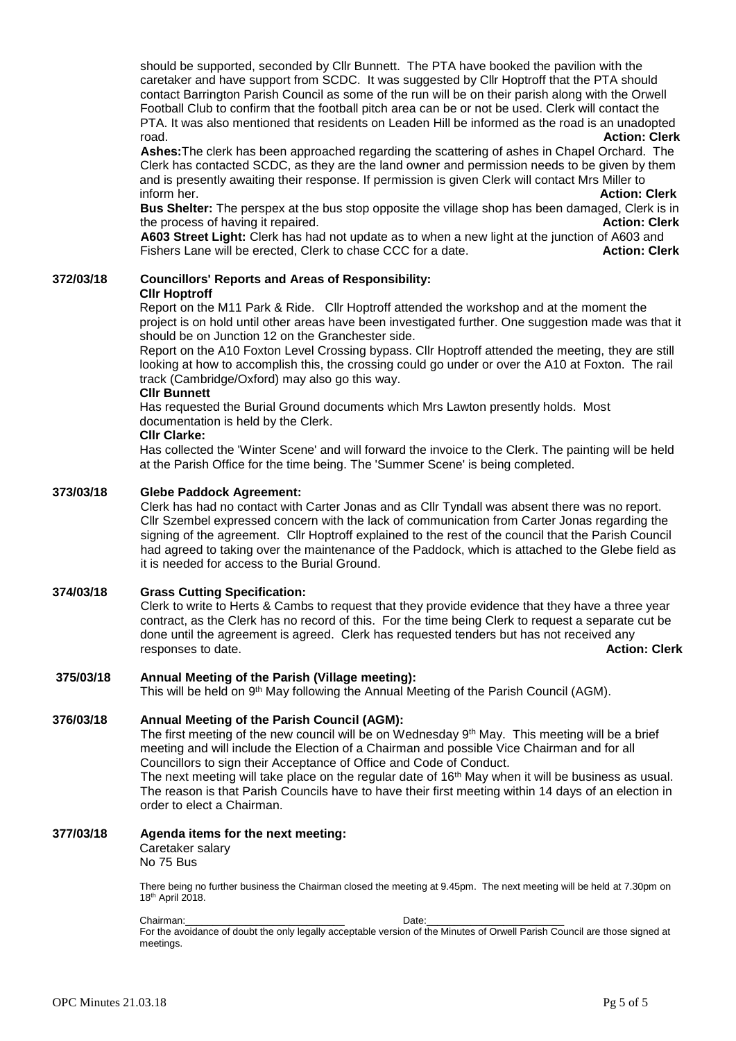should be supported, seconded by Cllr Bunnett. The PTA have booked the pavilion with the caretaker and have support from SCDC. It was suggested by Cllr Hoptroff that the PTA should contact Barrington Parish Council as some of the run will be on their parish along with the Orwell Football Club to confirm that the football pitch area can be or not be used. Clerk will contact the PTA. It was also mentioned that residents on Leaden Hill be informed as the road is an unadopted road. **Action: Clerk**

**Ashes:** The clerk has been approached regarding the scattering of ashes in Chapel Orchard. The Clerk has contacted SCDC, as they are the land owner and permission needs to be given by them and is presently awaiting their response. If permission is given Clerk will contact Mrs Miller to inform her. **Action: Clerk**

**Bus Shelter:** The perspex at the bus stop opposite the village shop has been damaged, Clerk is in the process of having it repaired. **Action: Clerk**

**A603 Street Light:** Clerk has had not update as to when a new light at the junction of A603 and Fishers Lane will be erected, Clerk to chase CCC for a date. **Action: Clerk**

**372/03/18 Councillors' Reports and Areas of Responsibility:**

**Cllr Hoptroff**

Report on the M11 Park & Ride. Cllr Hoptroff attended the workshop and at the moment the project is on hold until other areas have been investigated further. One suggestion made was that it should be on Junction 12 on the Granchester side.

Report on the A10 Foxton Level Crossing bypass. Cllr Hoptroff attended the meeting, they are still looking at how to accomplish this, the crossing could go under or over the A10 at Foxton. The rail track (Cambridge/Oxford) may also go this way.

**Cllr Bunnett**

Has requested the Burial Ground documents which Mrs Lawton presently holds. Most documentation is held by the Clerk.

**Cllr Clarke:**

Has collected the 'Winter Scene' and will forward the invoice to the Clerk. The painting will be held at the Parish Office for the time being. The 'Summer Scene' is being completed.

**373/03/18 Glebe Paddock Agreement:**

Clerk has had no contact with Carter Jonas and as Cllr Tyndall was absent there was no report. Cllr Szembel expressed concern with the lack of communication from Carter Jonas regarding the signing of the agreement. Cllr Hoptroff explained to the rest of the council that the Parish Council had agreed to taking over the maintenance of the Paddock, which is attached to the Glebe field as it is needed for access to the Burial Ground.

**374/03/18 Grass Cutting Specification:**

Clerk to write to Herts & Cambs to request that they provide evidence that they have a three year contract, as the Clerk has no record of this. For the time being Clerk to request a separate cut be done until the agreement is agreed. Clerk has requested tenders but has not received any responses to date. **Action: Clerk**

**375/03/18 Annual Meeting of the Parish (Village meeting):**

This will be held on 9th May following the Annual Meeting of the Parish Council (AGM).

**376/03/18 Annual Meeting of the Parish Council (AGM):**

The first meeting of the new council will be on Wednesday 9th May. This meeting will be a brief meeting and will include the Election of a Chairman and possible Vice Chairman and for all Councillors to sign their Acceptance of Office and Code of Conduct.

The next meeting will take place on the regular date of 16th May when it will be business as usual. The reason is that Parish Councils have to have their first meeting within 14 days of an election in order to elect a Chairman.

**377/03/18 Agenda items for the next meeting:**

Caretaker salary
No 75 Bus

There being no further business the Chairman closed the meeting at 9.45pm. The next meeting will be held at 7.30pm on 18th April 2018.

Chairman:\_\_\_\_\_\_\_\_\_\_\_\_\_\_\_\_\_\_\_\_\_\_\_\_\_\_\_\_ Date:\_\_\_\_\_\_\_\_\_\_\_\_\_\_\_\_\_\_\_\_\_\_\_\_\_

For the avoidance of doubt the only legally acceptable version of the Minutes of Orwell Parish Council are those signed at meetings.